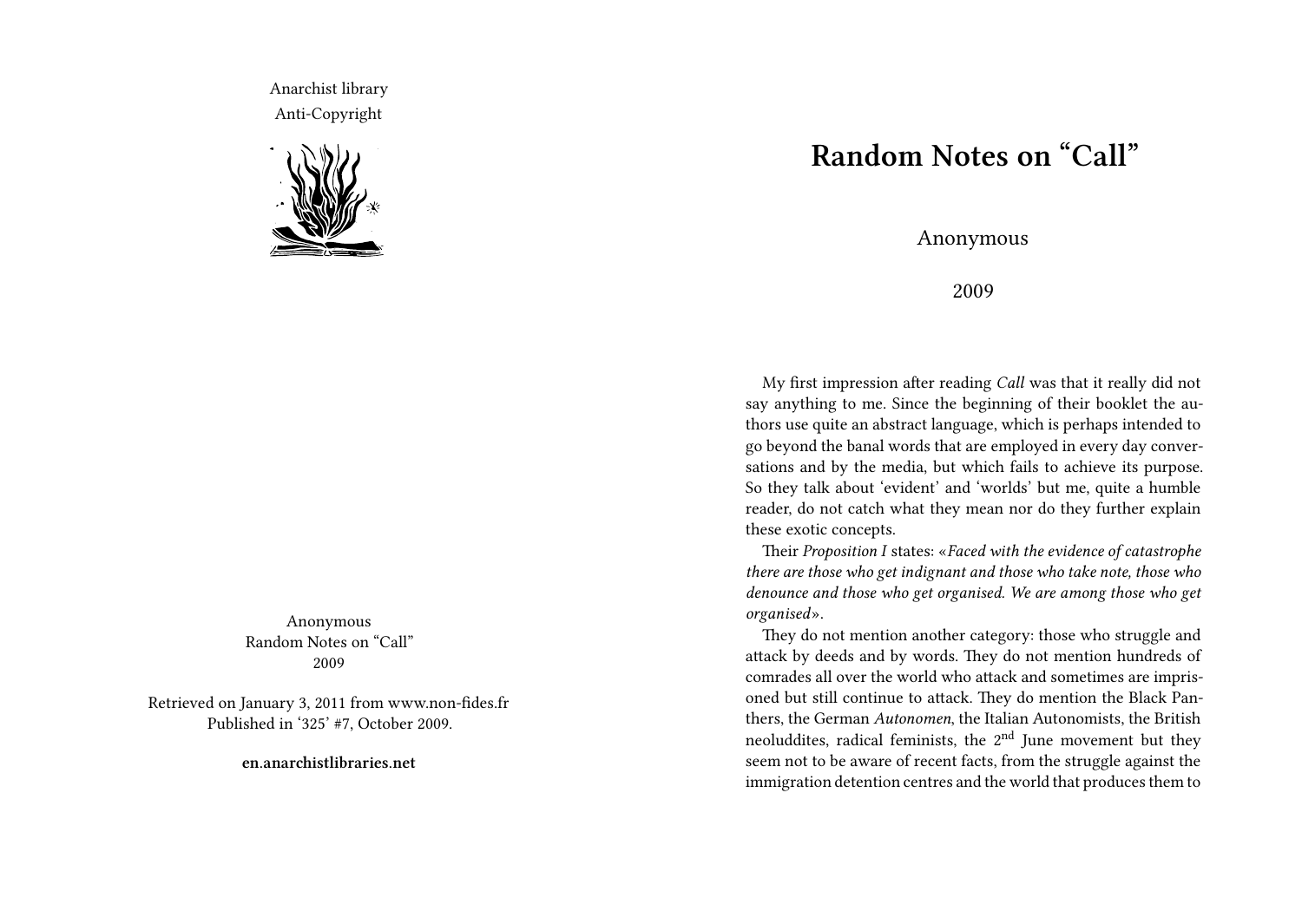Anarchist library
Anti-Copyright

Anonymous
Random Notes on "Call"
2009

Retrieved on January 3, 2011 from www.non-fides.fr
Published in '325' #7, October 2009.

**en.anarchistlibraries.net**

# Random Notes on "Call"

Anonymous

2009

My first impression after reading *Call* was that it really did not say anything to me. Since the beginning of their booklet the authors use quite an abstract language, which is perhaps intended to go beyond the banal words that are employed in every day conversations and by the media, but which fails to achieve its purpose. So they talk about 'evident' and 'worlds' but me, quite a humble reader, do not catch what they mean nor do they further explain these exotic concepts.

Their *Proposition I* states: «*Faced with the evidence of catastrophe there are those who get indignant and those who take note, those who denounce and those who get organised. We are among those who get organised*».

They do not mention another category: those who struggle and attack by deeds and by words. They do not mention hundreds of comrades all over the world who attack and sometimes are imprisoned but still continue to attack. They do mention the Black Panthers, the German *Autonomen*, the Italian Autonomists, the British neoluddites, radical feminists, the 2nd June movement but they seem not to be aware of recent facts, from the struggle against the immigration detention centres and the world that produces them to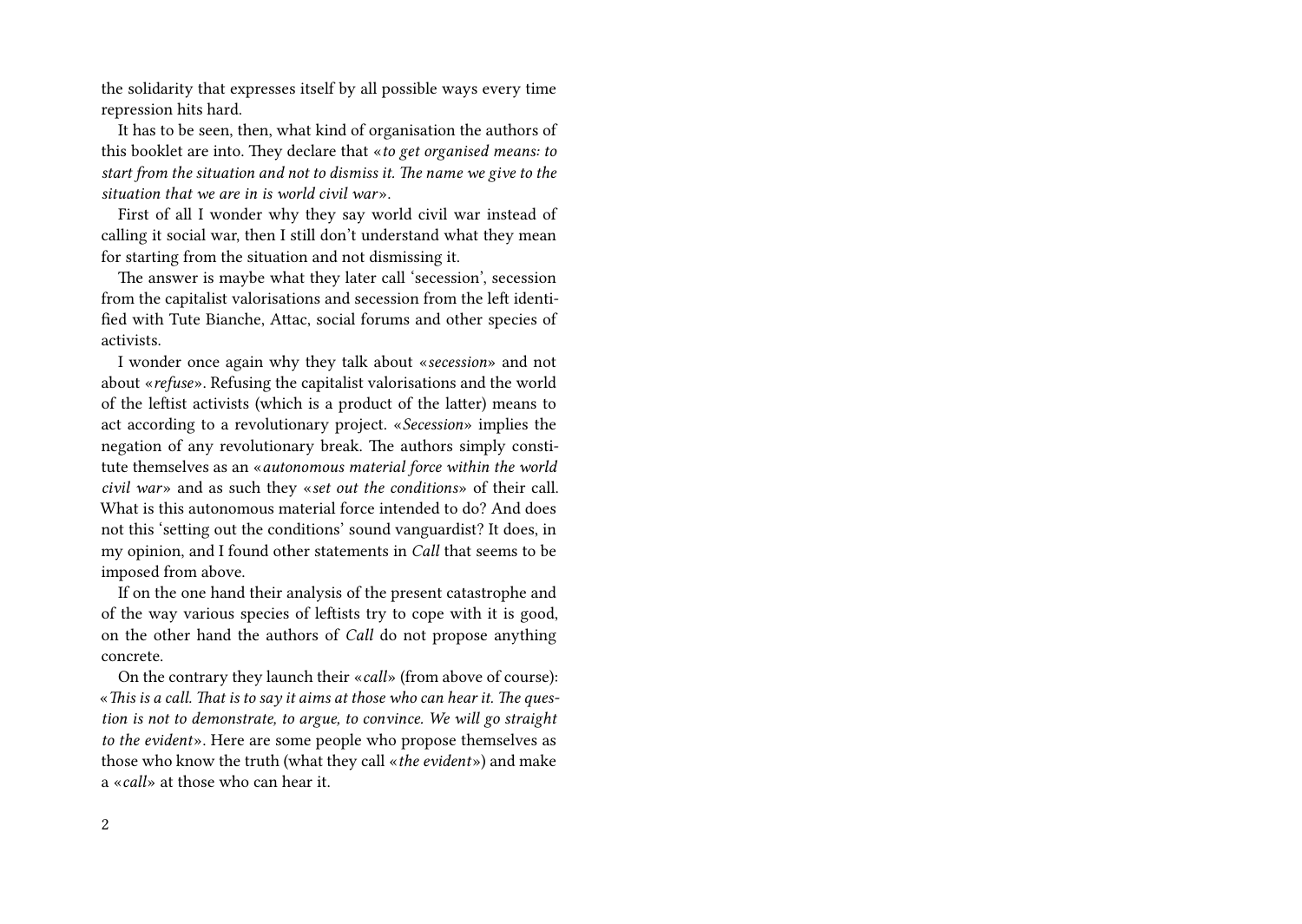the solidarity that expresses itself by all possible ways every time repression hits hard.

It has to be seen, then, what kind of organisation the authors of this booklet are into. They declare that «*to get organised means: to start from the situation and not to dismiss it. The name we give to the situation that we are in is world civil war*».

First of all I wonder why they say world civil war instead of calling it social war, then I still don't understand what they mean for starting from the situation and not dismissing it.

The answer is maybe what they later call 'secession', secession from the capitalist valorisations and secession from the left identified with Tute Bianche, Attac, social forums and other species of activists.

I wonder once again why they talk about «*secession*» and not about «*refuse*». Refusing the capitalist valorisations and the world of the leftist activists (which is a product of the latter) means to act according to a revolutionary project. «*Secession*» implies the negation of any revolutionary break. The authors simply constitute themselves as an «*autonomous material force within the world civil war*» and as such they «*set out the conditions*» of their call. What is this autonomous material force intended to do? And does not this 'setting out the conditions' sound vanguardist? It does, in my opinion, and I found other statements in *Call* that seems to be imposed from above.

If on the one hand their analysis of the present catastrophe and of the way various species of leftists try to cope with it is good, on the other hand the authors of *Call* do not propose anything concrete.

On the contrary they launch their «*call*» (from above of course): «*This is a call. That is to say it aims at those who can hear it. The question is not to demonstrate, to argue, to convince. We will go straight to the evident*». Here are some people who propose themselves as those who know the truth (what they call «*the evident*») and make a «*call*» at those who can hear it.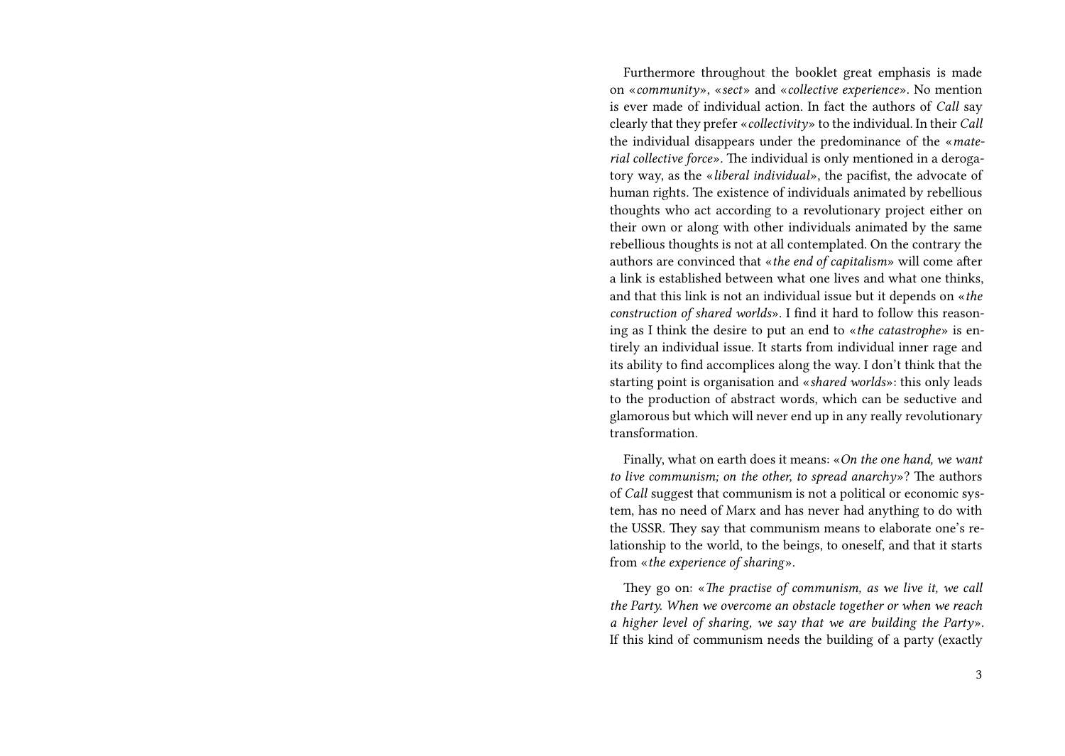Furthermore throughout the booklet great emphasis is made on «*community*», «*sect*» and «*collective experience*». No mention is ever made of individual action. In fact the authors of *Call* say clearly that they prefer «*collectivity*» to the individual. In their *Call* the individual disappears under the predominance of the «*material collective force*». The individual is only mentioned in a derogatory way, as the «*liberal individual*», the pacifist, the advocate of human rights. The existence of individuals animated by rebellious thoughts who act according to a revolutionary project either on their own or along with other individuals animated by the same rebellious thoughts is not at all contemplated. On the contrary the authors are convinced that «*the end of capitalism*» will come after a link is established between what one lives and what one thinks, and that this link is not an individual issue but it depends on «*the construction of shared worlds*». I find it hard to follow this reasoning as I think the desire to put an end to «*the catastrophe*» is entirely an individual issue. It starts from individual inner rage and its ability to find accomplices along the way. I don't think that the starting point is organisation and «*shared worlds*»: this only leads to the production of abstract words, which can be seductive and glamorous but which will never end up in any really revolutionary transformation.

Finally, what on earth does it means: «*On the one hand, we want to live communism; on the other, to spread anarchy*»? The authors of *Call* suggest that communism is not a political or economic system, has no need of Marx and has never had anything to do with the USSR. They say that communism means to elaborate one's relationship to the world, to the beings, to oneself, and that it starts from «*the experience of sharing*».

They go on: «*The practise of communism, as we live it, we call the Party. When we overcome an obstacle together or when we reach a higher level of sharing, we say that we are building the Party*». If this kind of communism needs the building of a party (exactly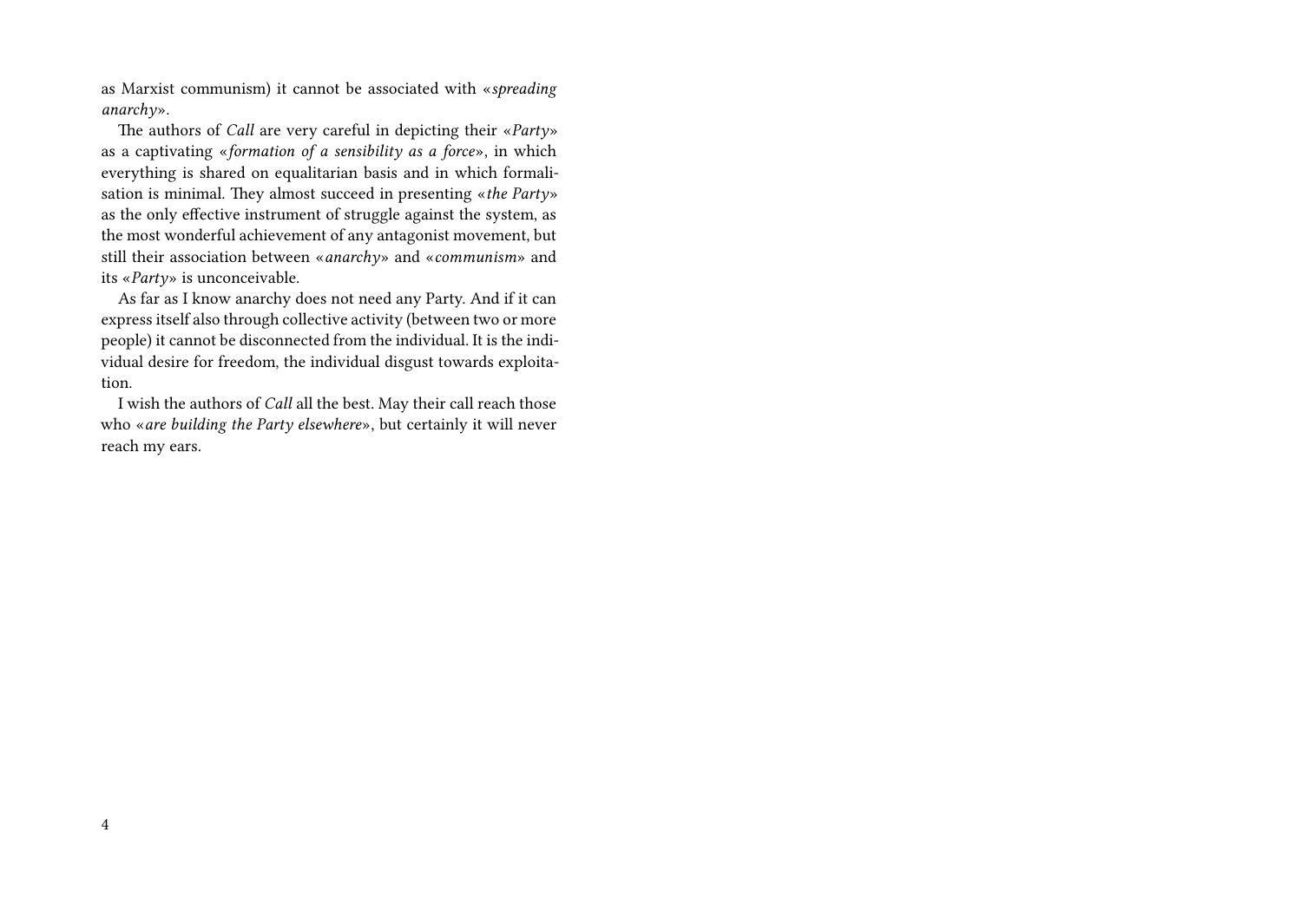as Marxist communism) it cannot be associated with «*spreading anarchy*».

The authors of *Call* are very careful in depicting their «*Party*» as a captivating «*formation of a sensibility as a force*», in which everything is shared on equalitarian basis and in which formalisation is minimal. They almost succeed in presenting «*the Party*» as the only effective instrument of struggle against the system, as the most wonderful achievement of any antagonist movement, but still their association between «*anarchy*» and «*communism*» and its «*Party*» is unconceivable.

As far as I know anarchy does not need any Party. And if it can express itself also through collective activity (between two or more people) it cannot be disconnected from the individual. It is the individual desire for freedom, the individual disgust towards exploitation.

I wish the authors of *Call* all the best. May their call reach those who «*are building the Party elsewhere*», but certainly it will never reach my ears.